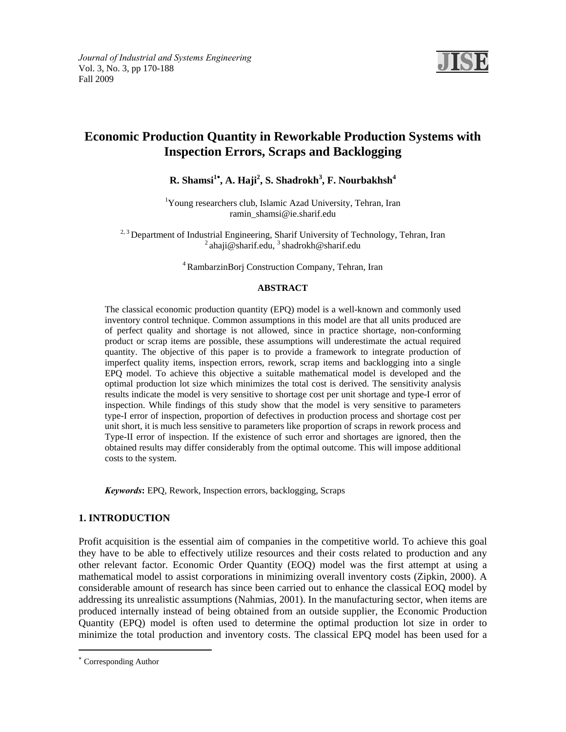# Economic Production Quantity in Reworkable Production Systems with Inspection Errors, Scraps and Backlogging

**R. Shamsi[1*], A. Haji[2], S. Shadrokh[3], F. Nourbakhsh[4]**

[1]Young researchers club, Islamic Azad University, Tehran, Iran
ramin_shamsi@ie.sharif.edu

[2, 3] Department of Industrial Engineering, Sharif University of Technology, Tehran, Iran
[2] ahaji@sharif.edu, [3] shadrokh@sharif.edu

[4] RambarzinBorj Construction Company, Tehran, Iran

**ABSTRACT**

The classical economic production quantity (EPQ) model is a well-known and commonly used inventory control technique. Common assumptions in this model are that all units produced are of perfect quality and shortage is not allowed, since in practice shortage, non-conforming product or scrap items are possible, these assumptions will underestimate the actual required quantity. The objective of this paper is to provide a framework to integrate production of imperfect quality items, inspection errors, rework, scrap items and backlogging into a single EPQ model. To achieve this objective a suitable mathematical model is developed and the optimal production lot size which minimizes the total cost is derived. The sensitivity analysis results indicate the model is very sensitive to shortage cost per unit shortage and type-I error of inspection. While findings of this study show that the model is very sensitive to parameters type-I error of inspection, proportion of defectives in production process and shortage cost per unit short, it is much less sensitive to parameters like proportion of scraps in rework process and Type-II error of inspection. If the existence of such error and shortages are ignored, then the obtained results may differ considerably from the optimal outcome. This will impose additional costs to the system.

***Keywords*:** EPQ, Rework, Inspection errors, backlogging, Scraps

## 1. INTRODUCTION

Profit acquisition is the essential aim of companies in the competitive world. To achieve this goal they have to be able to effectively utilize resources and their costs related to production and any other relevant factor. Economic Order Quantity (EOQ) model was the first attempt at using a mathematical model to assist corporations in minimizing overall inventory costs (Zipkin, 2000). A considerable amount of research has since been carried out to enhance the classical EOQ model by addressing its unrealistic assumptions (Nahmias, 2001). In the manufacturing sector, when items are produced internally instead of being obtained from an outside supplier, the Economic Production Quantity (EPQ) model is often used to determine the optimal production lot size in order to minimize the total production and inventory costs. The classical EPQ model has been used for a

[*] Corresponding Author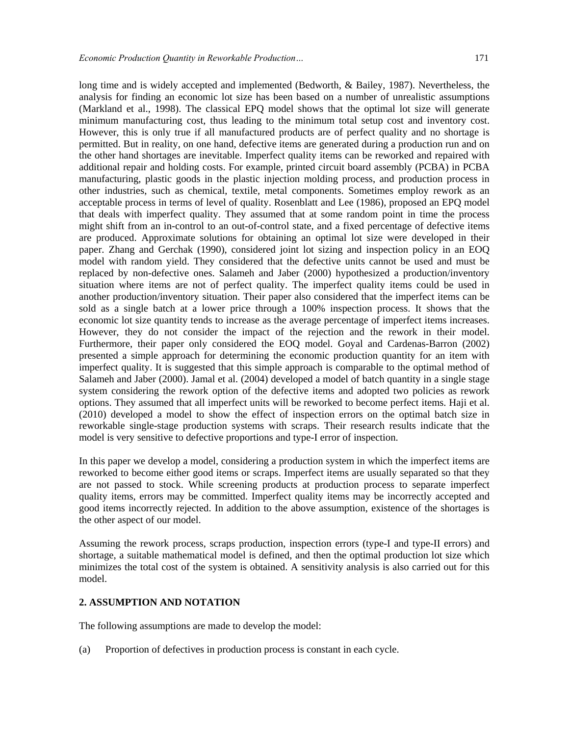long time and is widely accepted and implemented (Bedworth, & Bailey, 1987). Nevertheless, the analysis for finding an economic lot size has been based on a number of unrealistic assumptions (Markland et al., 1998). The classical EPQ model shows that the optimal lot size will generate minimum manufacturing cost, thus leading to the minimum total setup cost and inventory cost. However, this is only true if all manufactured products are of perfect quality and no shortage is permitted. But in reality, on one hand, defective items are generated during a production run and on the other hand shortages are inevitable. Imperfect quality items can be reworked and repaired with additional repair and holding costs. For example, printed circuit board assembly (PCBA) in PCBA manufacturing, plastic goods in the plastic injection molding process, and production process in other industries, such as chemical, textile, metal components. Sometimes employ rework as an acceptable process in terms of level of quality. Rosenblatt and Lee (1986), proposed an EPQ model that deals with imperfect quality. They assumed that at some random point in time the process might shift from an in-control to an out-of-control state, and a fixed percentage of defective items are produced. Approximate solutions for obtaining an optimal lot size were developed in their paper. Zhang and Gerchak (1990), considered joint lot sizing and inspection policy in an EOQ model with random yield. They considered that the defective units cannot be used and must be replaced by non-defective ones. Salameh and Jaber (2000) hypothesized a production/inventory situation where items are not of perfect quality. The imperfect quality items could be used in another production/inventory situation. Their paper also considered that the imperfect items can be sold as a single batch at a lower price through a 100% inspection process. It shows that the economic lot size quantity tends to increase as the average percentage of imperfect items increases. However, they do not consider the impact of the rejection and the rework in their model. Furthermore, their paper only considered the EOQ model. Goyal and Cardenas-Barron (2002) presented a simple approach for determining the economic production quantity for an item with imperfect quality. It is suggested that this simple approach is comparable to the optimal method of Salameh and Jaber (2000). Jamal et al. (2004) developed a model of batch quantity in a single stage system considering the rework option of the defective items and adopted two policies as rework options. They assumed that all imperfect units will be reworked to become perfect items. Haji et al. (2010) developed a model to show the effect of inspection errors on the optimal batch size in reworkable single-stage production systems with scraps. Their research results indicate that the model is very sensitive to defective proportions and type-I error of inspection.

In this paper we develop a model, considering a production system in which the imperfect items are reworked to become either good items or scraps. Imperfect items are usually separated so that they are not passed to stock. While screening products at production process to separate imperfect quality items, errors may be committed. Imperfect quality items may be incorrectly accepted and good items incorrectly rejected. In addition to the above assumption, existence of the shortages is the other aspect of our model.

Assuming the rework process, scraps production, inspection errors (type-I and type-II errors) and shortage, a suitable mathematical model is defined, and then the optimal production lot size which minimizes the total cost of the system is obtained. A sensitivity analysis is also carried out for this model.

## 2. ASSUMPTION AND NOTATION

The following assumptions are made to develop the model:

(a) Proportion of defectives in production process is constant in each cycle.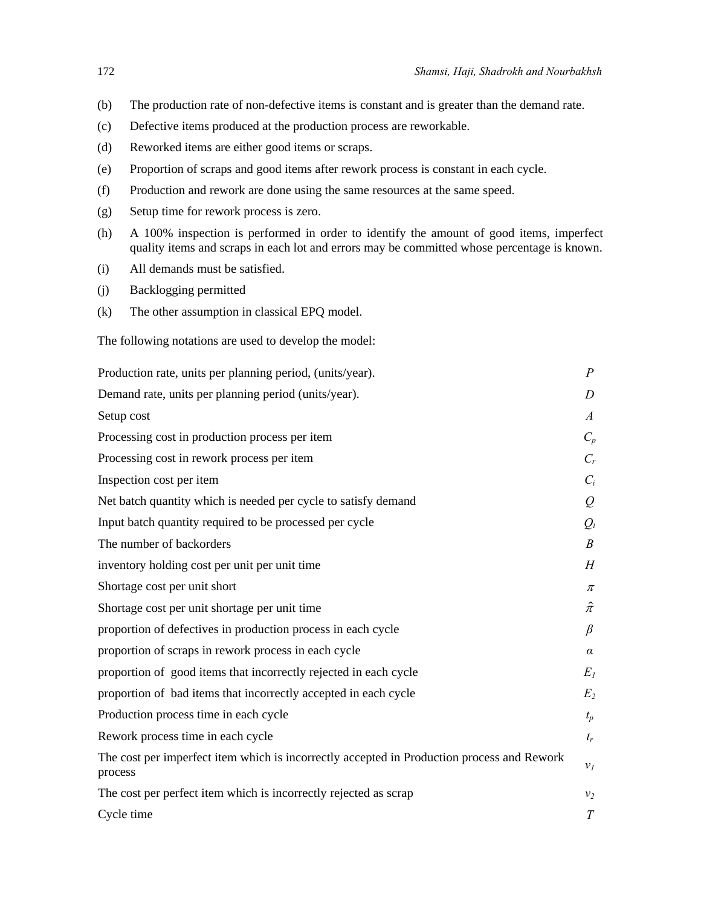(b) The production rate of non-defective items is constant and is greater than the demand rate.

(c) Defective items produced at the production process are reworkable.

(d) Reworked items are either good items or scraps.

(e) Proportion of scraps and good items after rework process is constant in each cycle.

(f) Production and rework are done using the same resources at the same speed.

(g) Setup time for rework process is zero.

(h) A 100% inspection is performed in order to identify the amount of good items, imperfect quality items and scraps in each lot and errors may be committed whose percentage is known.

(i) All demands must be satisfied.

(j) Backlogging permitted

(k) The other assumption in classical EPQ model.

The following notations are used to develop the model:

| | |
|---|---|
| Production rate, units per planning period, (units/year). | $P$ |
| Demand rate, units per planning period (units/year). | $D$ |
| Setup cost | $A$ |
| Processing cost in production process per item | $C_p$ |
| Processing cost in rework process per item | $C_r$ |
| Inspection cost per item | $C_i$ |
| Net batch quantity which is needed per cycle to satisfy demand | $Q$ |
| Input batch quantity required to be processed per cycle | $Q_i$ |
| The number of backorders | $B$ |
| inventory holding cost per unit per unit time | $H$ |
| Shortage cost per unit short | $\pi$ |
| Shortage cost per unit shortage per unit time | $\hat{\pi}$ |
| proportion of defectives in production process in each cycle | $\beta$ |
| proportion of scraps in rework process in each cycle | $\alpha$ |
| proportion of good items that incorrectly rejected in each cycle | $E_1$ |
| proportion of bad items that incorrectly accepted in each cycle | $E_2$ |
| Production process time in each cycle | $t_p$ |
| Rework process time in each cycle | $t_r$ |
| The cost per imperfect item which is incorrectly accepted in Production process and Rework process | $v_1$ |
| The cost per perfect item which is incorrectly rejected as scrap | $v_2$ |
| Cycle time | $T$ |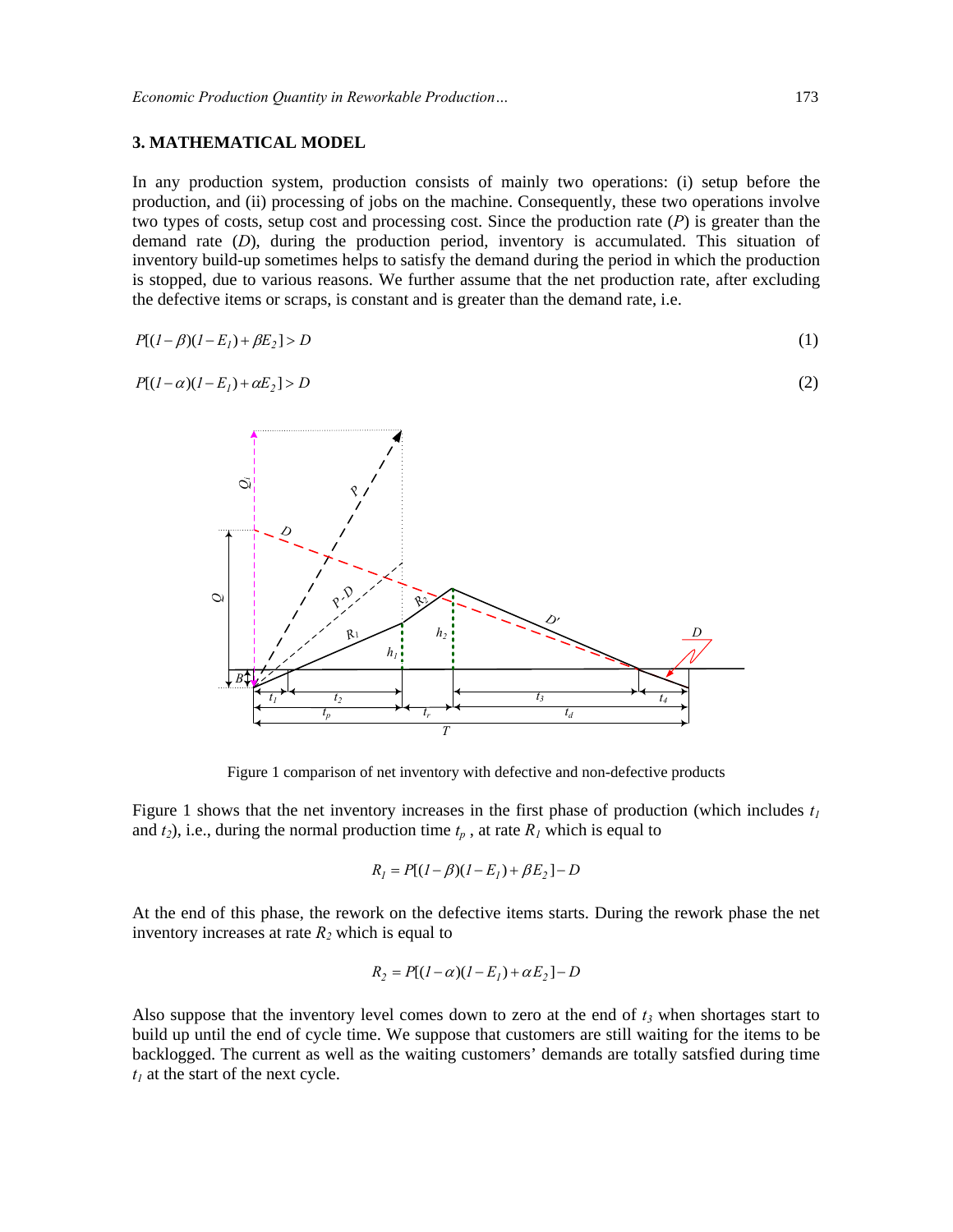## 3. MATHEMATICAL MODEL

In any production system, production consists of mainly two operations: (i) setup before the production, and (ii) processing of jobs on the machine. Consequently, these two operations involve two types of costs, setup cost and processing cost. Since the production rate ($P$) is greater than the demand rate ($D$), during the production period, inventory is accumulated. This situation of inventory build-up sometimes helps to satisfy the demand during the period in which the production is stopped, due to various reasons. We further assume that the net production rate, after excluding the defective items or scraps, is constant and is greater than the demand rate, i.e.

$$P[(1-\beta)(1-E_1)+\beta E_2] > D \tag{1}$$

$$P[(1-\alpha)(1-E_1)+\alpha E_2] > D \tag{2}$$

Figure 1 comparison of net inventory with defective and non-defective products

Figure 1 shows that the net inventory increases in the first phase of production (which includes $t_1$ and $t_2$), i.e., during the normal production time $t_p$ , at rate $R_1$ which is equal to

$$R_1 = P[(1-\beta)(1-E_1)+\beta E_2]-D$$

At the end of this phase, the rework on the defective items starts. During the rework phase the net inventory increases at rate $R_2$ which is equal to

$$R_2 = P[(1-\alpha)(1-E_1)+\alpha E_2]-D$$

Also suppose that the inventory level comes down to zero at the end of $t_3$ when shortages start to build up until the end of cycle time. We suppose that customers are still waiting for the items to be backlogged. The current as well as the waiting customers' demands are totally satsfied during time $t_1$ at the start of the next cycle.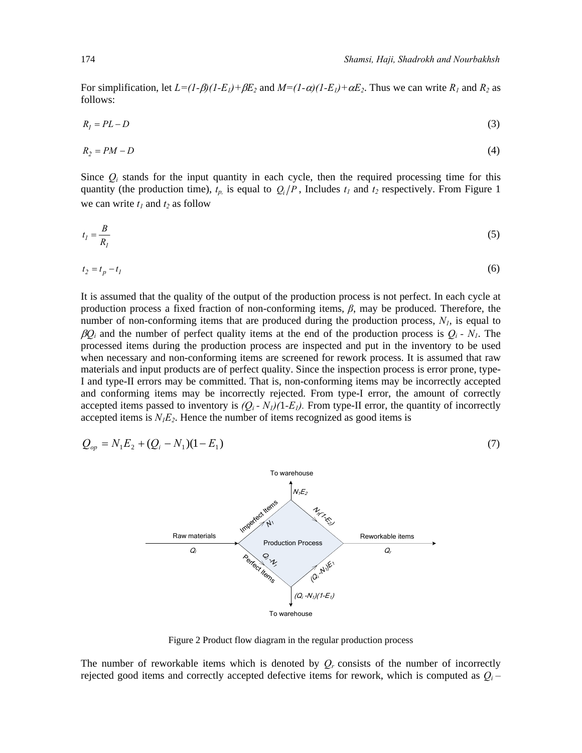For simplification, let $L=(1-\beta)(1-E_1)+\beta E_2$ and $M=(1-\alpha)(1-E_1)+\alpha E_2$. Thus we can write $R_1$ and $R_2$ as follows:

$$R_1 = PL - D \tag{3}$$

$$R_2 = PM - D \tag{4}$$

Since $Q_i$ stands for the input quantity in each cycle, then the required processing time for this quantity (the production time), $t_p$, is equal to $Q_i/P$, Includes $t_1$ and $t_2$ respectively. From Figure 1 we can write $t_1$ and $t_2$ as follow

$$t_1 = \frac{B}{R_1} \tag{5}$$

$$t_2 = t_p - t_1 \tag{6}$$

It is assumed that the quality of the output of the production process is not perfect. In each cycle at production process a fixed fraction of non-conforming items, $\beta$, may be produced. Therefore, the number of non-conforming items that are produced during the production process, $N_1$, is equal to $\beta Q_i$ and the number of perfect quality items at the end of the production process is $Q_i - N_1$. The processed items during the production process are inspected and put in the inventory to be used when necessary and non-conforming items are screened for rework process. It is assumed that raw materials and input products are of perfect quality. Since the inspection process is error prone, type-I and type-II errors may be committed. That is, non-conforming items may be incorrectly accepted and conforming items may be incorrectly rejected. From type-I error, the amount of correctly accepted items passed to inventory is $(Q_i - N_1)(1-E_1)$. From type-II error, the quantity of incorrectly accepted items is $N_1E_2$. Hence the number of items recognized as good items is

$$Q_{op} = N_1E_2 + (Q_i - N_1)(1 - E_1) \tag{7}$$

Figure 2 Product flow diagram in the regular production process

The number of reworkable items which is denoted by $Q_r$ consists of the number of incorrectly rejected good items and correctly accepted defective items for rework, which is computed as $Q_i$ –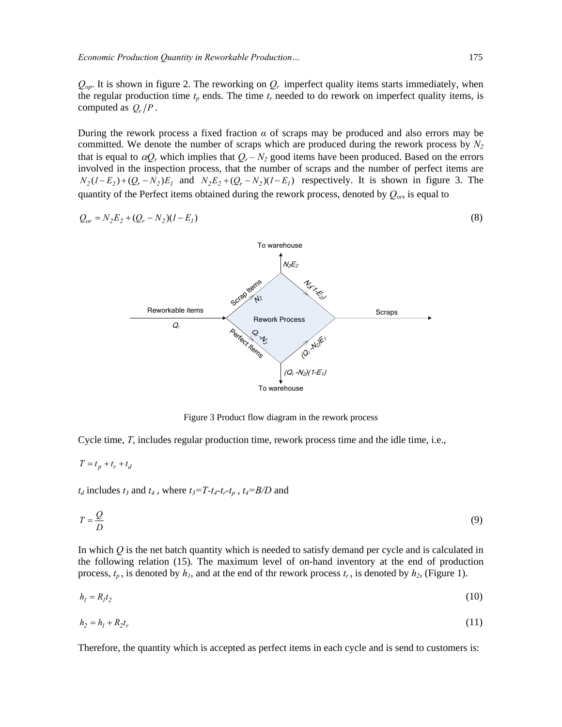$Q_{op}$. It is shown in figure 2. The reworking on $Q_r$ imperfect quality items starts immediately, when the regular production time $t_p$ ends. The time $t_r$ needed to do rework on imperfect quality items, is computed as $Q_r/P$.

During the rework process a fixed fraction $\alpha$ of scraps may be produced and also errors may be committed. We denote the number of scraps which are produced during the rework process by $N_2$ that is equal to $\alpha Q_r$ which implies that $Q_r - N_2$ good items have been produced. Based on the errors involved in the inspection process, that the number of scraps and the number of perfect items are $N_2(1-E_2)+(Q_r-N_2)E_1$ and $N_2E_2+(Q_r-N_2)(1-E_1)$ respectively. It is shown in figure 3. The quantity of the Perfect items obtained during the rework process, denoted by $Q_{or}$, is equal to

$$Q_{or} = N_2E_2 + (Q_r - N_2)(1-E_1) \tag{8}$$

Figure 3 Product flow diagram in the rework process

Cycle time, $T$, includes regular production time, rework process time and the idle time, i.e.,

$$T = t_p + t_r + t_d$$

$t_d$ includes $t_3$ and $t_4$ , where $t_3=T-t_4-t_r-t_p$ , $t_4=B/D$ and

$$T = \frac{Q}{D} \tag{9}$$

In which $Q$ is the net batch quantity which is needed to satisfy demand per cycle and is calculated in the following relation (15). The maximum level of on-hand inventory at the end of production process, $t_p$ , is denoted by $h_1$, and at the end of thr rework process $t_r$ , is denoted by $h_2$, (Figure 1).

$$h_1 = R_1t_2 \tag{10}$$

$$h_2 = h_1 + R_2t_r \tag{11}$$

Therefore, the quantity which is accepted as perfect items in each cycle and is send to customers is: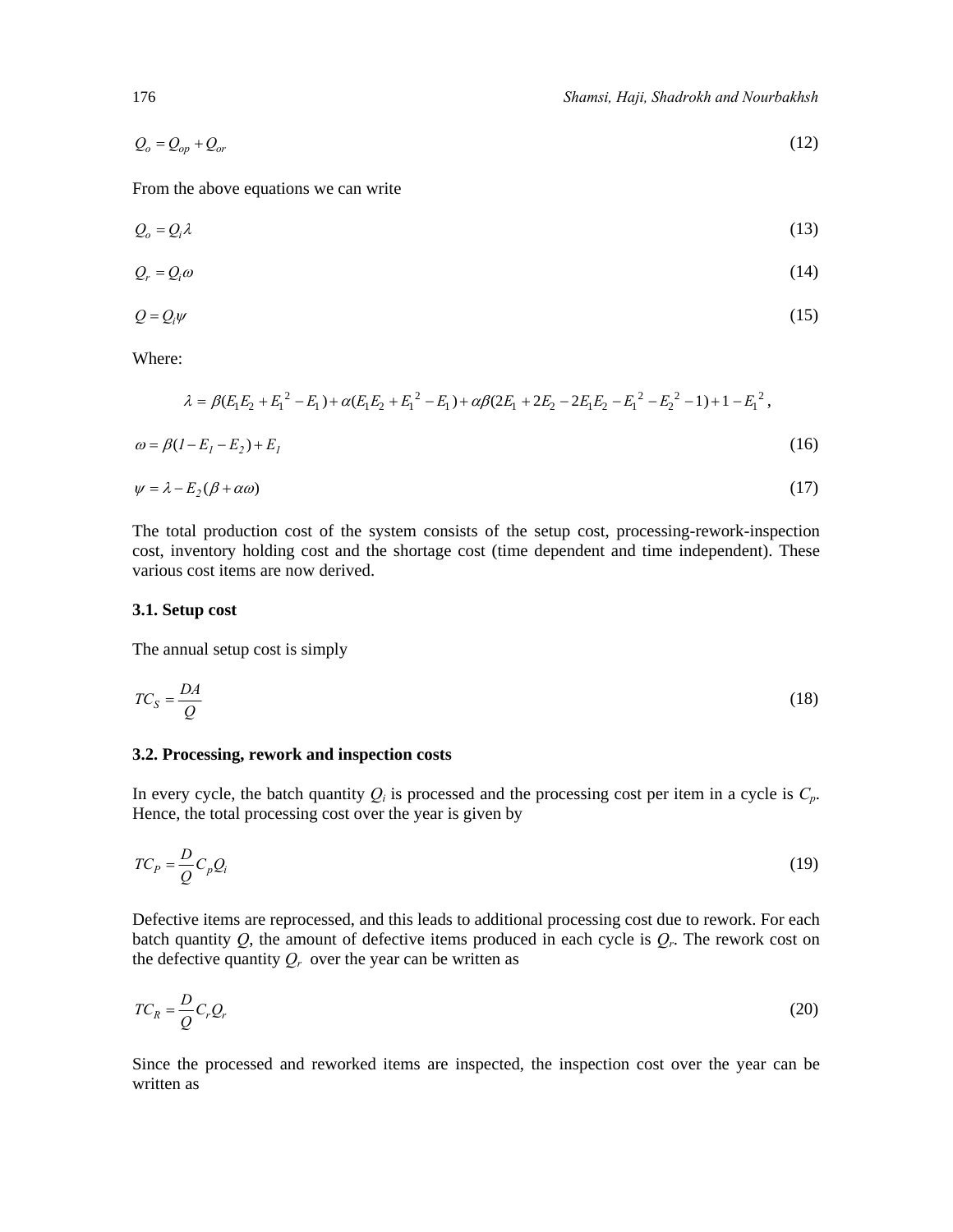$$Q_o = Q_{op} + Q_{or} \tag{12}$$

From the above equations we can write

$$Q_o = Q_i \lambda \tag{13}$$

$$Q_r = Q_i \omega \tag{14}$$

$$Q = Q_i \psi \tag{15}$$

Where:

$$\lambda = \beta(E_1E_2 + E_1^{\,2} - E_1) + \alpha(E_1E_2 + E_1^{\,2} - E_1) + \alpha\beta(2E_1 + 2E_2 - 2E_1E_2 - E_1^{\,2} - E_2^{\,2} - 1) + 1 - E_1^{\,2},$$

$$\omega = \beta(1 - E_1 - E_2) + E_1 \tag{16}$$

$$\psi = \lambda - E_2(\beta + \alpha\omega) \tag{17}$$

The total production cost of the system consists of the setup cost, processing-rework-inspection cost, inventory holding cost and the shortage cost (time dependent and time independent). These various cost items are now derived.

### 3.1. Setup cost

The annual setup cost is simply

$$TC_S = \frac{DA}{Q} \tag{18}$$

### 3.2. Processing, rework and inspection costs

In every cycle, the batch quantity $Q_i$ is processed and the processing cost per item in a cycle is $C_p$. Hence, the total processing cost over the year is given by

$$TC_P = \frac{D}{Q} C_p Q_i \tag{19}$$

Defective items are reprocessed, and this leads to additional processing cost due to rework. For each batch quantity $Q$, the amount of defective items produced in each cycle is $Q_r$. The rework cost on the defective quantity $Q_r$ over the year can be written as

$$TC_R = \frac{D}{Q} C_r Q_r \tag{20}$$

Since the processed and reworked items are inspected, the inspection cost over the year can be written as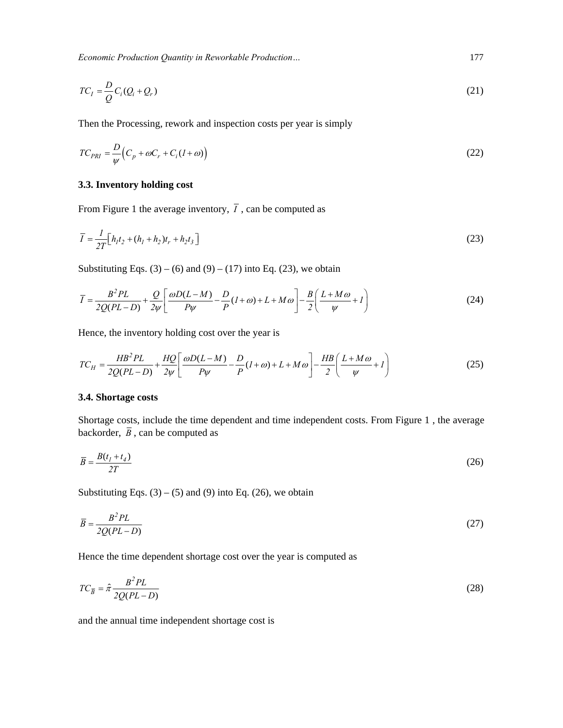$$TC_I = \frac{D}{Q} C_i (Q_i + Q_r) \tag{21}$$

Then the Processing, rework and inspection costs per year is simply

$$TC_{PRI} = \frac{D}{\psi}\left(C_p + \omega C_r + C_i(1+\omega)\right) \tag{22}$$

### 3.3. Inventory holding cost

From Figure 1 the average inventory, $\overline{I}$ , can be computed as

$$\overline{I} = \frac{1}{2T}\left[h_1 t_2 + (h_1 + h_2)t_r + h_2 t_3\right] \tag{23}$$

Substituting Eqs. (3) – (6) and (9) – (17) into Eq. (23), we obtain

$$\overline{I} = \frac{B^2 PL}{2Q(PL-D)} + \frac{Q}{2\psi}\left[\frac{\omega D(L-M)}{P\psi} - \frac{D}{P}(1+\omega) + L + M\omega\right] - \frac{B}{2}\left(\frac{L+M\omega}{\psi} + 1\right) \tag{24}$$

Hence, the inventory holding cost over the year is

$$TC_H = \frac{HB^2 PL}{2Q(PL-D)} + \frac{HQ}{2\psi}\left[\frac{\omega D(L-M)}{P\psi} - \frac{D}{P}(1+\omega) + L + M\omega\right] - \frac{HB}{2}\left(\frac{L+M\omega}{\psi} + 1\right) \tag{25}$$

### 3.4. Shortage costs

Shortage costs, include the time dependent and time independent costs. From Figure 1 , the average backorder, $\overline{B}$ , can be computed as

$$\overline{B} = \frac{B(t_1 + t_4)}{2T} \tag{26}$$

Substituting Eqs. (3) – (5) and (9) into Eq. (26), we obtain

$$\overline{B} = \frac{B^2 PL}{2Q(PL-D)} \tag{27}$$

Hence the time dependent shortage cost over the year is computed as

$$TC_{\overline{B}} = \hat{\pi}\frac{B^2 PL}{2Q(PL-D)} \tag{28}$$

and the annual time independent shortage cost is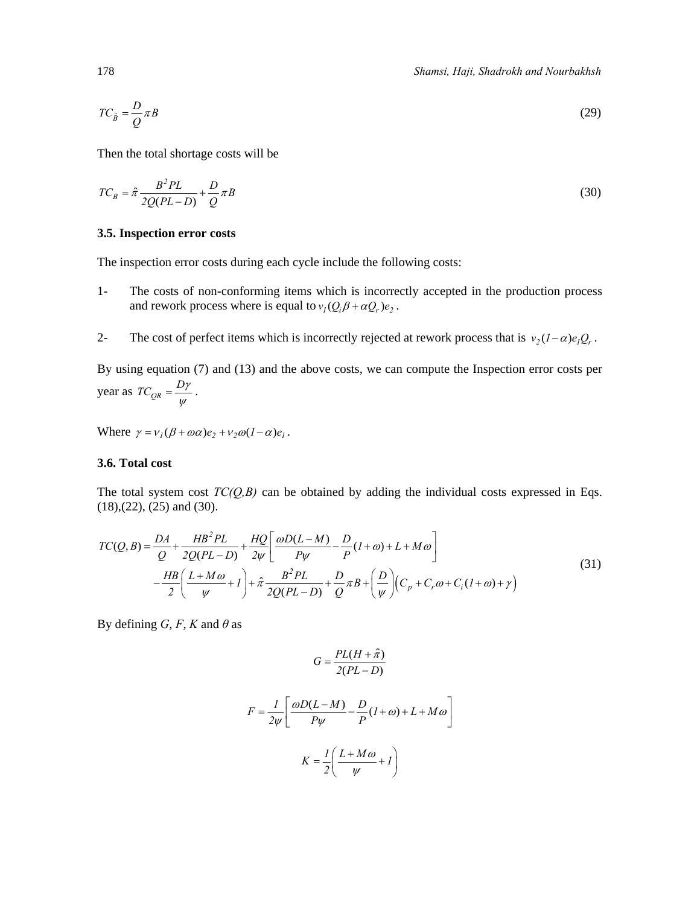$$TC_{\ddot{B}} = \frac{D}{Q}\pi B \tag{29}$$

Then the total shortage costs will be

$$TC_B = \hat{\pi}\frac{B^2 PL}{2Q(PL-D)} + \frac{D}{Q}\pi B \tag{30}$$

### 3.5. Inspection error costs

The inspection error costs during each cycle include the following costs:

1- The costs of non-conforming items which is incorrectly accepted in the production process and rework process where is equal to $v_1(Q_i\beta + \alpha Q_r)e_2$ .

2- The cost of perfect items which is incorrectly rejected at rework process that is $v_2(1-\alpha)e_1 Q_r$ .

By using equation (7) and (13) and the above costs, we can compute the Inspection error costs per year as $TC_{QR} = \frac{D\gamma}{\psi}$ .

Where $\gamma = v_1(\beta + \omega\alpha)e_2 + v_2\omega(1-\alpha)e_1$ .

### 3.6. Total cost

The total system cost *TC(Q,B)* can be obtained by adding the individual costs expressed in Eqs. (18),(22), (25) and (30).

$$\begin{aligned} TC(Q,B) = &\frac{DA}{Q} + \frac{HB^2 PL}{2Q(PL-D)} + \frac{HQ}{2\psi}\left[\frac{\omega D(L-M)}{P\psi} - \frac{D}{P}(1+\omega) + L + M\omega\right] \\ &- \frac{HB}{2}\left(\frac{L+M\omega}{\psi} + 1\right) + \hat{\pi}\frac{B^2 PL}{2Q(PL-D)} + \frac{D}{Q}\pi B + \left(\frac{D}{\psi}\right)\left(C_p + C_r\omega + C_i(1+\omega) + \gamma\right) \end{aligned} \tag{31}$$

By defining $G$, $F$, $K$ and $\theta$ as

$$G = \frac{PL(H+\hat{\pi})}{2(PL-D)}$$

$$F = \frac{1}{2\psi}\left[\frac{\omega D(L-M)}{P\psi} - \frac{D}{P}(1+\omega) + L + M\omega\right]$$

$$K = \frac{1}{2}\left(\frac{L+M\omega}{\psi} + 1\right)$$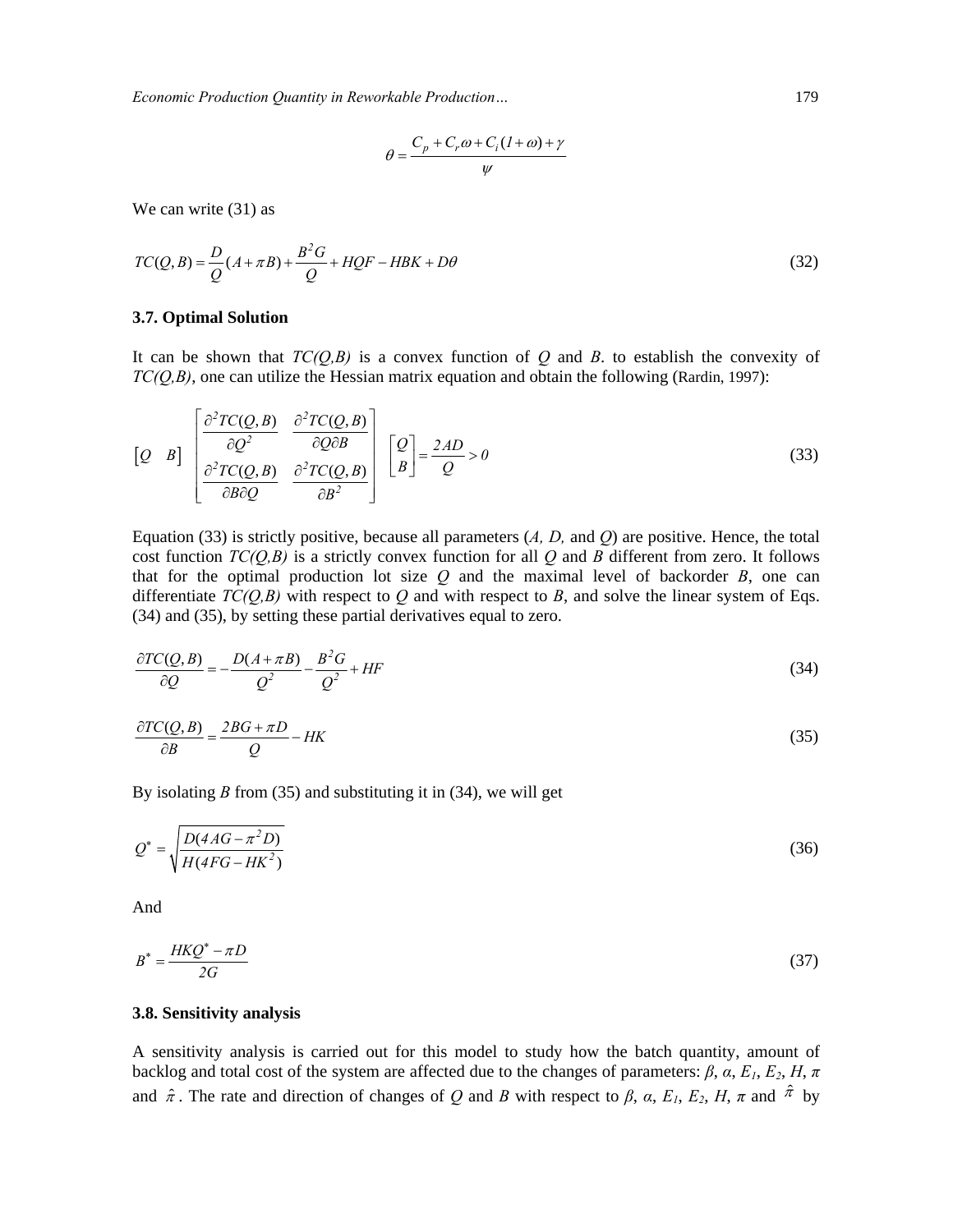$$\theta = \frac{C_p + C_r \omega + C_i (1 + \omega) + \gamma}{\psi}$$

We can write (31) as

$$TC(Q,B) = \frac{D}{Q}(A + \pi B) + \frac{B^2 G}{Q} + HQF - HBK + D\theta \tag{32}$$

### 3.7. Optimal Solution

It can be shown that *TC(Q,B)* is a convex function of *Q* and *B*. to establish the convexity of *TC(Q,B)*, one can utilize the Hessian matrix equation and obtain the following (Rardin, 1997):

$$\begin{bmatrix} Q & B \end{bmatrix} \begin{bmatrix} \frac{\partial^2 TC(Q,B)}{\partial Q^2} & \frac{\partial^2 TC(Q,B)}{\partial Q \partial B} \\ \frac{\partial^2 TC(Q,B)}{\partial B \partial Q} & \frac{\partial^2 TC(Q,B)}{\partial B^2} \end{bmatrix} \begin{bmatrix} Q \\ B \end{bmatrix} = \frac{2AD}{Q} > 0 \tag{33}$$

Equation (33) is strictly positive, because all parameters (*A, D,* and *Q*) are positive. Hence, the total cost function *TC(Q,B)* is a strictly convex function for all *Q* and *B* different from zero. It follows that for the optimal production lot size *Q* and the maximal level of backorder *B*, one can differentiate *TC(Q,B)* with respect to *Q* and with respect to *B*, and solve the linear system of Eqs. (34) and (35), by setting these partial derivatives equal to zero.

$$\frac{\partial TC(Q,B)}{\partial Q} = -\frac{D(A + \pi B)}{Q^2} - \frac{B^2 G}{Q^2} + HF \tag{34}$$

$$\frac{\partial TC(Q,B)}{\partial B} = \frac{2BG + \pi D}{Q} - HK \tag{35}$$

By isolating *B* from (35) and substituting it in (34), we will get

$$Q^* = \sqrt{\frac{D(4AG - \pi^2 D)}{H(4FG - HK^2)}} \tag{36}$$

And

$$B^* = \frac{HKQ^* - \pi D}{2G} \tag{37}$$

### 3.8. Sensitivity analysis

A sensitivity analysis is carried out for this model to study how the batch quantity, amount of backlog and total cost of the system are affected due to the changes of parameters: $\beta$, $\alpha$, $E_1$, $E_2$, $H$, $\pi$ and $\hat{\pi}$. The rate and direction of changes of $Q$ and $B$ with respect to $\beta$, $\alpha$, $E_1$, $E_2$, $H$, $\pi$ and $\hat{\pi}$ by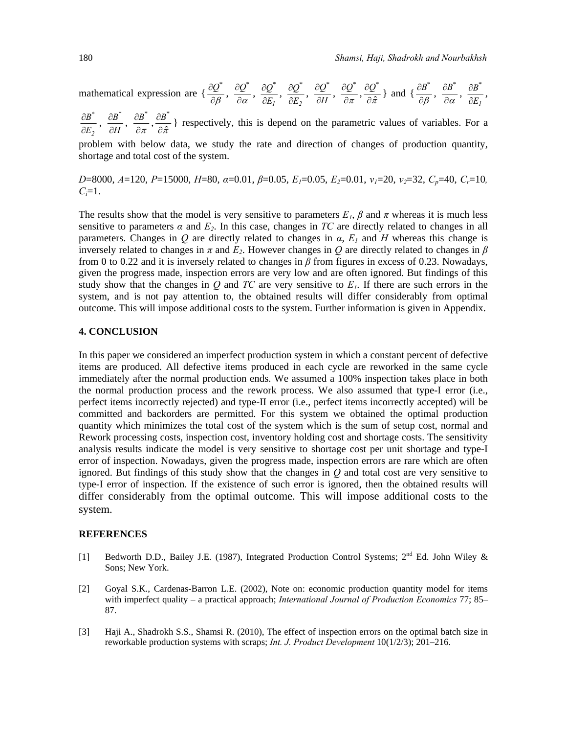mathematical expression are $\{\frac{\partial Q^*}{\partial \beta}, \frac{\partial Q^*}{\partial \alpha}, \frac{\partial Q^*}{\partial E_1}, \frac{\partial Q^*}{\partial E_2}, \frac{\partial Q^*}{\partial H}, \frac{\partial Q^*}{\partial \pi}, \frac{\partial Q^*}{\partial \hat{\pi}}\}$ and $\{\frac{\partial B^*}{\partial \beta}, \frac{\partial B^*}{\partial \alpha}, \frac{\partial B^*}{\partial E_1}, \frac{\partial B^*}{\partial E_2}, \frac{\partial B^*}{\partial H}, \frac{\partial B^*}{\partial \pi}, \frac{\partial B^*}{\partial \hat{\pi}}\}$ respectively, this is depend on the parametric values of variables. For a problem with below data, we study the rate and direction of changes of production quantity, shortage and total cost of the system.

$D$=8000, $A$=120, $P$=15000, $H$=80, $\alpha$=0.01, $\beta$=0.05, $E_1$=0.05, $E_2$=0.01, $v_1$=20, $v_2$=32, $C_p$=40, $C_r$=10, $C_i$=1.

The results show that the model is very sensitive to parameters $E_1$, $\beta$ and $\pi$ whereas it is much less sensitive to parameters $\alpha$ and $E_2$. In this case, changes in $TC$ are directly related to changes in all parameters. Changes in $Q$ are directly related to changes in $\alpha$, $E_1$ and $H$ whereas this change is inversely related to changes in $\pi$ and $E_2$. However changes in $Q$ are directly related to changes in $\beta$ from 0 to 0.22 and it is inversely related to changes in $\beta$ from figures in excess of 0.23. Nowadays, given the progress made, inspection errors are very low and are often ignored. But findings of this study show that the changes in $Q$ and $TC$ are very sensitive to $E_1$. If there are such errors in the system, and is not pay attention to, the obtained results will differ considerably from optimal outcome. This will impose additional costs to the system. Further information is given in Appendix.

## 4. CONCLUSION

In this paper we considered an imperfect production system in which a constant percent of defective items are produced. All defective items produced in each cycle are reworked in the same cycle immediately after the normal production ends. We assumed a 100% inspection takes place in both the normal production process and the rework process. We also assumed that type-I error (i.e., perfect items incorrectly rejected) and type-II error (i.e., perfect items incorrectly accepted) will be committed and backorders are permitted. For this system we obtained the optimal production quantity which minimizes the total cost of the system which is the sum of setup cost, normal and Rework processing costs, inspection cost, inventory holding cost and shortage costs. The sensitivity analysis results indicate the model is very sensitive to shortage cost per unit shortage and type-I error of inspection. Nowadays, given the progress made, inspection errors are rare which are often ignored. But findings of this study show that the changes in $Q$ and total cost are very sensitive to type-I error of inspection. If the existence of such error is ignored, then the obtained results will differ considerably from the optimal outcome. This will impose additional costs to the system.

## REFERENCES

[1] Bedworth D.D., Bailey J.E. (1987), Integrated Production Control Systems; 2nd Ed. John Wiley & Sons; New York.

[2] Goyal S.K., Cardenas-Barron L.E. (2002), Note on: economic production quantity model for items with imperfect quality – a practical approach; *International Journal of Production Economics* 77; 85–87.

[3] Haji A., Shadrokh S.S., Shamsi R. (2010), The effect of inspection errors on the optimal batch size in reworkable production systems with scraps; *Int. J. Product Development* 10(1/2/3); 201–216.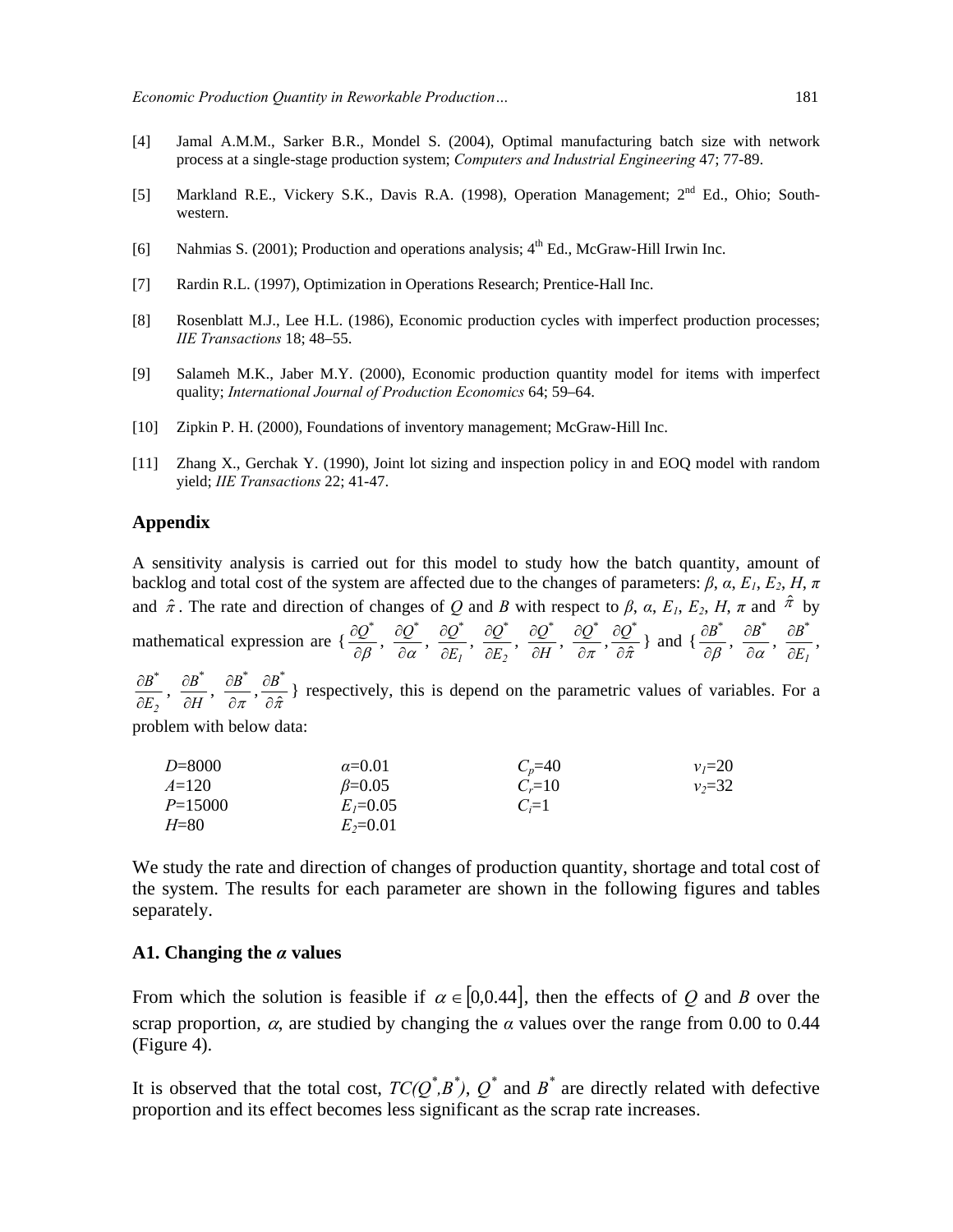[4] Jamal A.M.M., Sarker B.R., Mondel S. (2004), Optimal manufacturing batch size with network process at a single-stage production system; *Computers and Industrial Engineering* 47; 77-89.

[5] Markland R.E., Vickery S.K., Davis R.A. (1998), Operation Management; 2nd Ed., Ohio; South-western.

[6] Nahmias S. (2001); Production and operations analysis; 4th Ed., McGraw-Hill Irwin Inc.

[7] Rardin R.L. (1997), Optimization in Operations Research; Prentice-Hall Inc.

[8] Rosenblatt M.J., Lee H.L. (1986), Economic production cycles with imperfect production processes; *IIE Transactions* 18; 48–55.

[9] Salameh M.K., Jaber M.Y. (2000), Economic production quantity model for items with imperfect quality; *International Journal of Production Economics* 64; 59–64.

[10] Zipkin P. H. (2000), Foundations of inventory management; McGraw-Hill Inc.

[11] Zhang X., Gerchak Y. (1990), Joint lot sizing and inspection policy in and EOQ model with random yield; *IIE Transactions* 22; 41-47.

## Appendix

A sensitivity analysis is carried out for this model to study how the batch quantity, amount of backlog and total cost of the system are affected due to the changes of parameters: $\beta$, $\alpha$, $E_1$, $E_2$, $H$, $\pi$ and $\hat{\pi}$. The rate and direction of changes of $Q$ and $B$ with respect to $\beta$, $\alpha$, $E_1$, $E_2$, $H$, $\pi$ and $\hat{\pi}$ by mathematical expression are $\{\frac{\partial Q^*}{\partial \beta}, \frac{\partial Q^*}{\partial \alpha}, \frac{\partial Q^*}{\partial E_1}, \frac{\partial Q^*}{\partial E_2}, \frac{\partial Q^*}{\partial H}, \frac{\partial Q^*}{\partial \pi}, \frac{\partial Q^*}{\partial \hat{\pi}}\}$ and $\{\frac{\partial B^*}{\partial \beta}, \frac{\partial B^*}{\partial \alpha}, \frac{\partial B^*}{\partial E_1}, \frac{\partial B^*}{\partial E_2}, \frac{\partial B^*}{\partial H}, \frac{\partial B^*}{\partial \pi}, \frac{\partial B^*}{\partial \hat{\pi}}\}$ respectively, this is depend on the parametric values of variables. For a problem with below data:

| | | | |
|---|---|---|---|
| $D$=8000 | $\alpha$=0.01 | $C_p$=40 | $v_1$=20 |
| $A$=120 | $\beta$=0.05 | $C_r$=10 | $v_2$=32 |
| $P$=15000 | $E_1$=0.05 | $C_i$=1 | |
| $H$=80 | $E_2$=0.01 | | |

We study the rate and direction of changes of production quantity, shortage and total cost of the system. The results for each parameter are shown in the following figures and tables separately.

### A1. Changing the *α* values

From which the solution is feasible if $\alpha \in [0,0.44]$, then the effects of $Q$ and $B$ over the scrap proportion, $\alpha$, are studied by changing the $\alpha$ values over the range from 0.00 to 0.44 (Figure 4).

It is observed that the total cost, $TC(Q^*,B^*)$, $Q^*$ and $B^*$ are directly related with defective proportion and its effect becomes less significant as the scrap rate increases.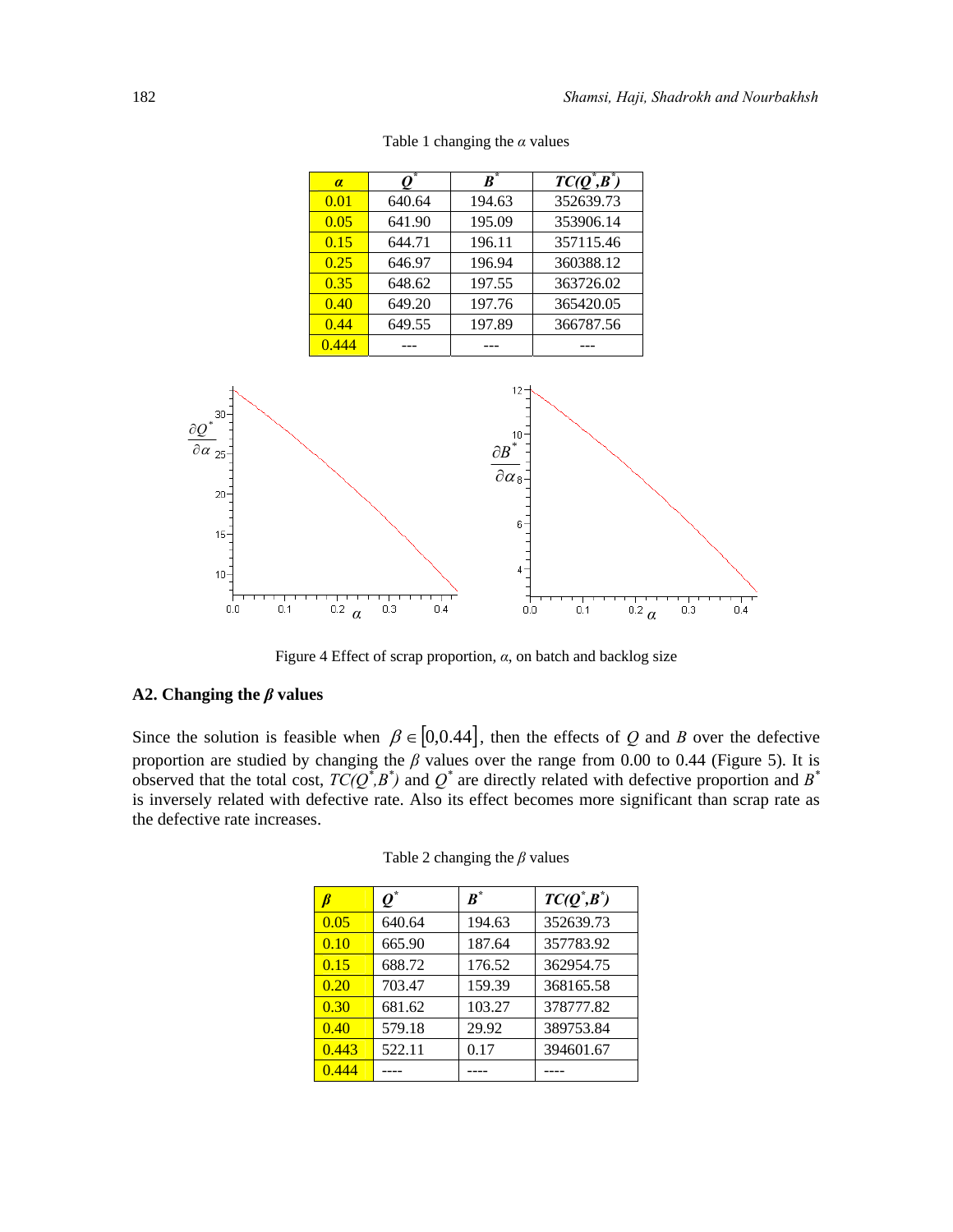Table 1 changing the $\alpha$ values

| $\alpha$ | $Q^*$ | $B^*$ | $TC(Q^*,B^*)$ |
|---|---|---|---|
| 0.01 | 640.64 | 194.63 | 352639.73 |
| 0.05 | 641.90 | 195.09 | 353906.14 |
| 0.15 | 644.71 | 196.11 | 357115.46 |
| 0.25 | 646.97 | 196.94 | 360388.12 |
| 0.35 | 648.62 | 197.55 | 363726.02 |
| 0.40 | 649.20 | 197.76 | 365420.05 |
| 0.44 | 649.55 | 197.89 | 366787.56 |
| 0.444 | --- | --- | --- |

Figure 4 Effect of scrap proportion, $\alpha$, on batch and backlog size

### A2. Changing the $\beta$ values

Since the solution is feasible when $\beta \in [0,0.44]$, then the effects of $Q$ and $B$ over the defective proportion are studied by changing the $\beta$ values over the range from 0.00 to 0.44 (Figure 5). It is observed that the total cost, $TC(Q^*,B^*)$ and $Q^*$ are directly related with defective proportion and $B^*$ is inversely related with defective rate. Also its effect becomes more significant than scrap rate as the defective rate increases.

Table 2 changing the $\beta$ values

| $\beta$ | $Q^*$ | $B^*$ | $TC(Q^*,B^*)$ |
|---|---|---|---|
| 0.05 | 640.64 | 194.63 | 352639.73 |
| 0.10 | 665.90 | 187.64 | 357783.92 |
| 0.15 | 688.72 | 176.52 | 362954.75 |
| 0.20 | 703.47 | 159.39 | 368165.58 |
| 0.30 | 681.62 | 103.27 | 378777.82 |
| 0.40 | 579.18 | 29.92 | 389753.84 |
| 0.443 | 522.11 | 0.17 | 394601.67 |
| 0.444 | ---- | ---- | ---- |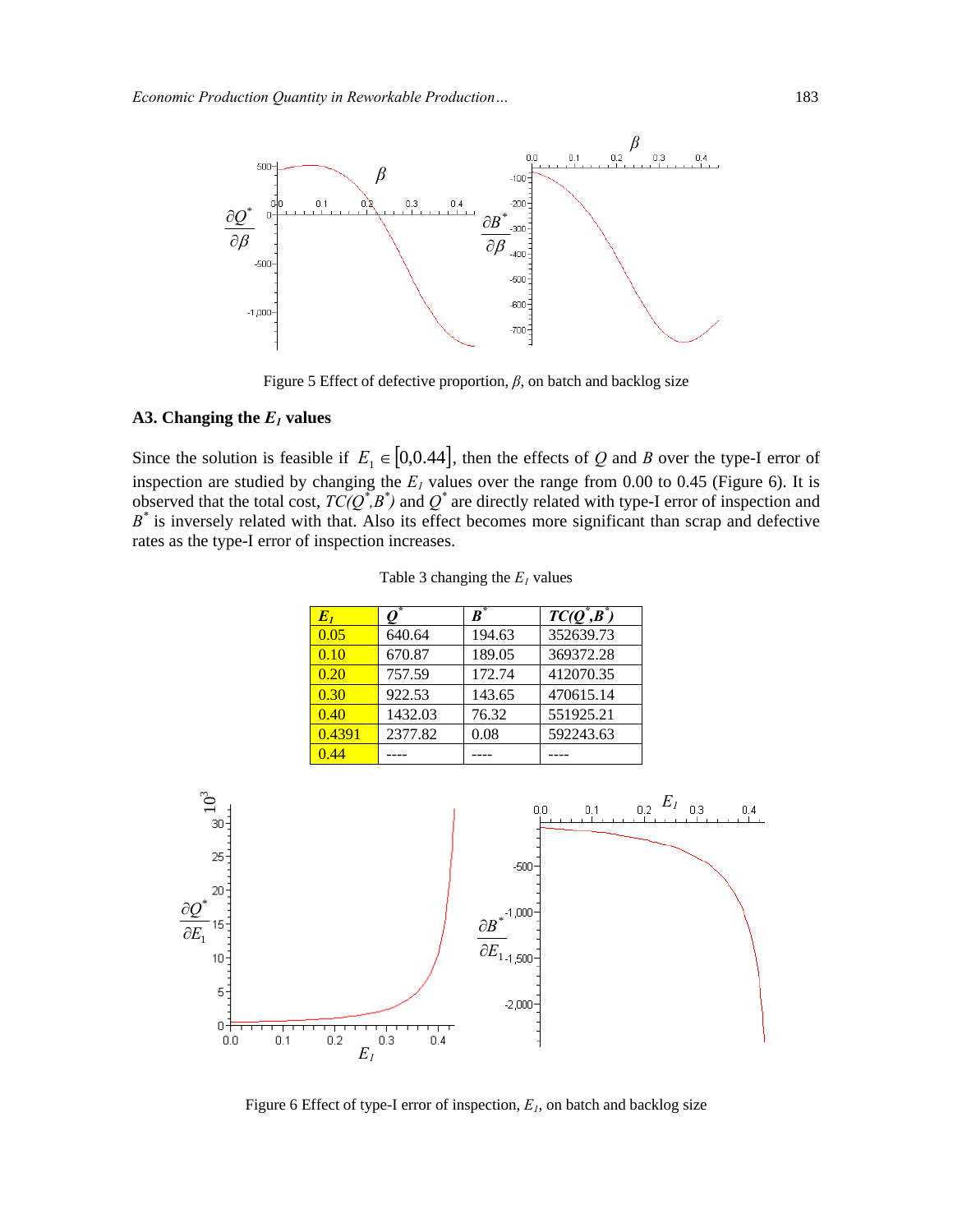Figure 5 Effect of defective proportion, $\beta$, on batch and backlog size

### A3. Changing the $E_1$ values

Since the solution is feasible if $E_1 \in [0, 0.44]$, then the effects of $Q$ and $B$ over the type-I error of inspection are studied by changing the $E_1$ values over the range from 0.00 to 0.45 (Figure 6). It is observed that the total cost, $TC(Q^*,B^*)$ and $Q^*$ are directly related with type-I error of inspection and $B^*$ is inversely related with that. Also its effect becomes more significant than scrap and defective rates as the type-I error of inspection increases.

Table 3 changing the $E_1$ values

| $E_1$ | $Q^*$ | $B^*$ | $TC(Q^*,B^*)$ |
|---|---|---|---|
| 0.05 | 640.64 | 194.63 | 352639.73 |
| 0.10 | 670.87 | 189.05 | 369372.28 |
| 0.20 | 757.59 | 172.74 | 412070.35 |
| 0.30 | 922.53 | 143.65 | 470615.14 |
| 0.40 | 1432.03 | 76.32 | 551925.21 |
| 0.4391 | 2377.82 | 0.08 | 592243.63 |
| 0.44 | ---- | ---- | ---- |

Figure 6 Effect of type-I error of inspection, $E_1$, on batch and backlog size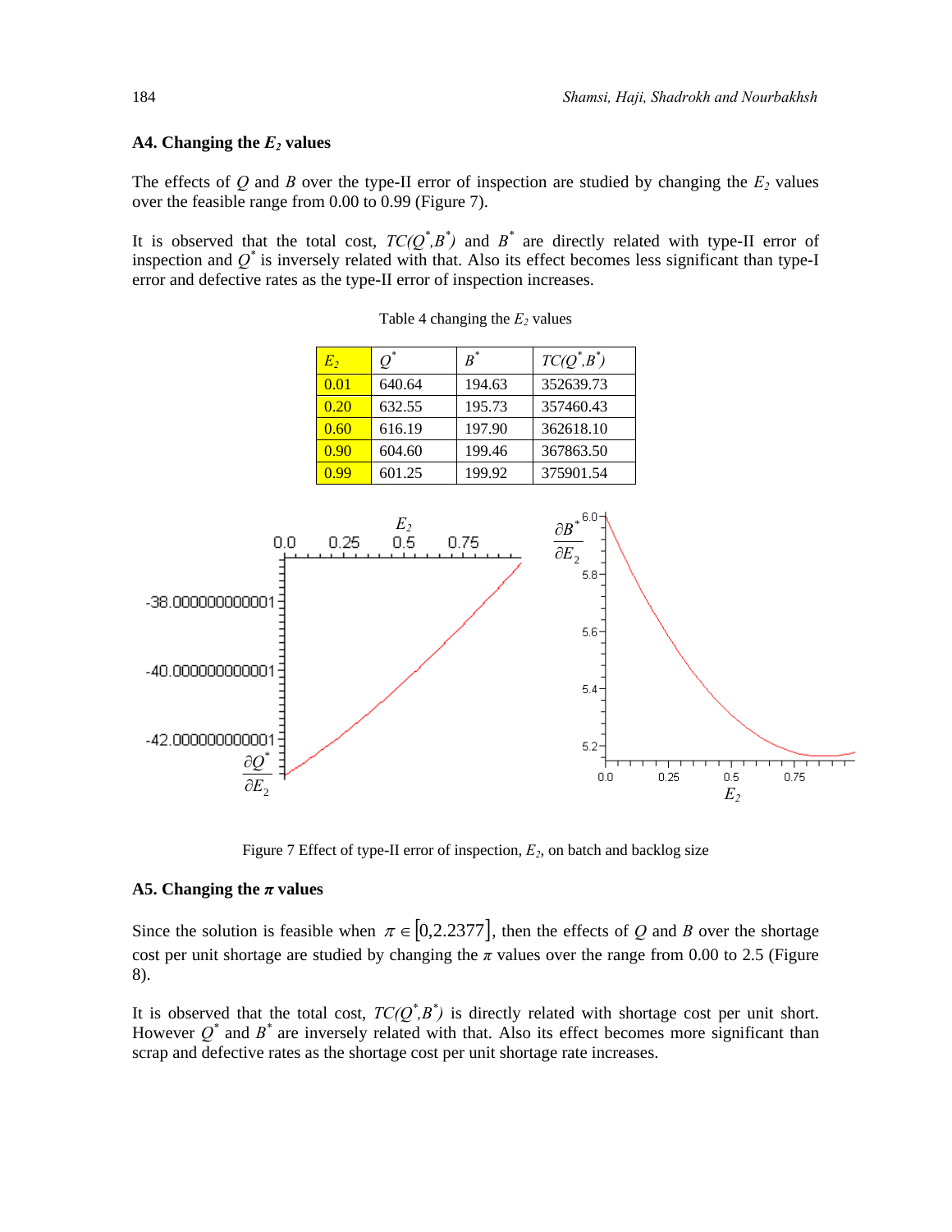### A4. Changing the $E_2$ values

The effects of $Q$ and $B$ over the type-II error of inspection are studied by changing the $E_2$ values over the feasible range from 0.00 to 0.99 (Figure 7).

It is observed that the total cost, $TC(Q^*,B^*)$ and $B^*$ are directly related with type-II error of inspection and $Q^*$ is inversely related with that. Also its effect becomes less significant than type-I error and defective rates as the type-II error of inspection increases.

Table 4 changing the $E_2$ values

| $E_2$ | $Q^*$ | $B^*$ | $TC(Q^*,B^*)$ |
|---|---|---|---|
| 0.01 | 640.64 | 194.63 | 352639.73 |
| 0.20 | 632.55 | 195.73 | 357460.43 |
| 0.60 | 616.19 | 197.90 | 362618.10 |
| 0.90 | 604.60 | 199.46 | 367863.50 |
| 0.99 | 601.25 | 199.92 | 375901.54 |

Figure 7 Effect of type-II error of inspection, $E_2$, on batch and backlog size

### A5. Changing the $\pi$ values

Since the solution is feasible when $\pi \in [0,2.2377]$, then the effects of $Q$ and $B$ over the shortage cost per unit shortage are studied by changing the $\pi$ values over the range from 0.00 to 2.5 (Figure 8).

It is observed that the total cost, $TC(Q^*,B^*)$ is directly related with shortage cost per unit short. However $Q^*$ and $B^*$ are inversely related with that. Also its effect becomes more significant than scrap and defective rates as the shortage cost per unit shortage rate increases.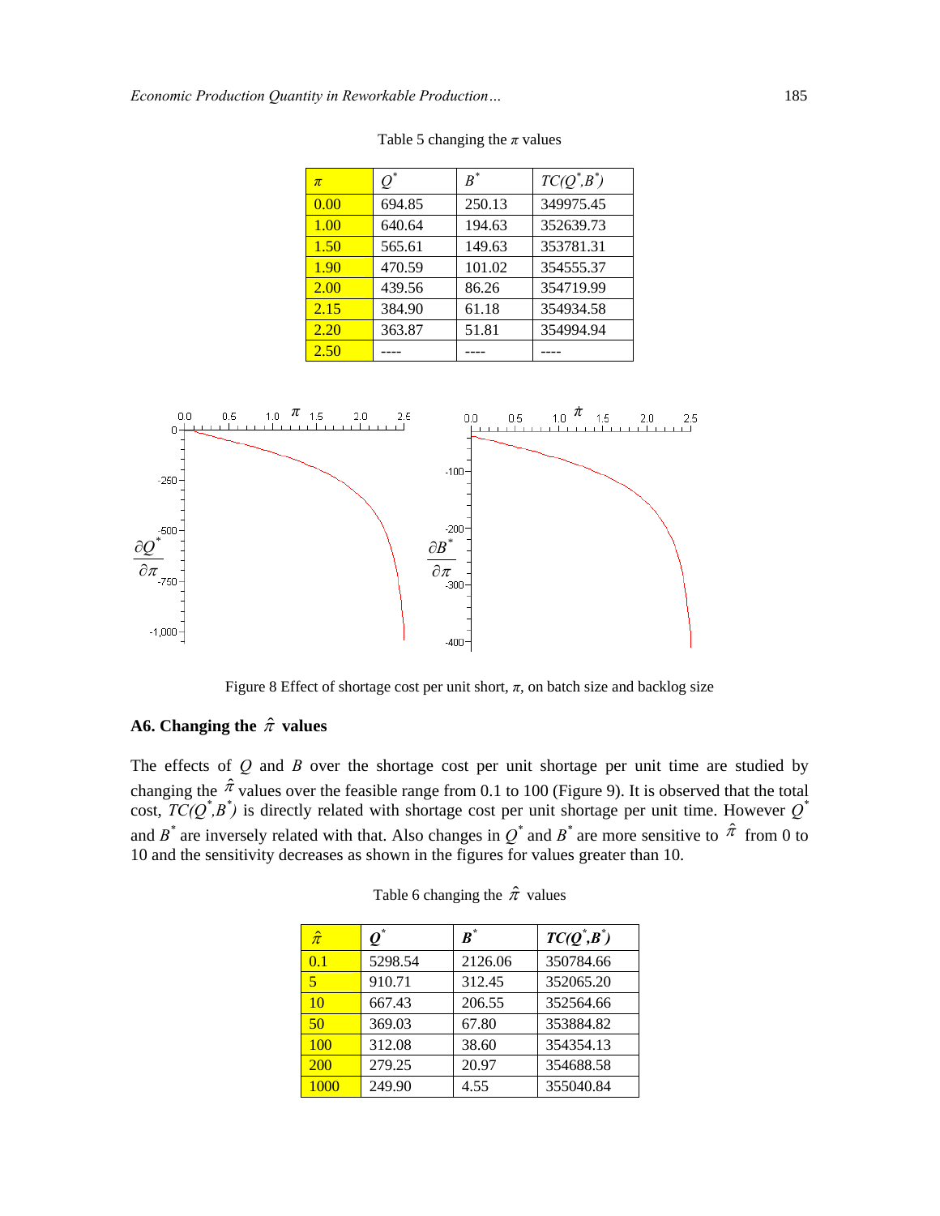Table 5 changing the $\pi$ values

| $\pi$ | $Q^*$ | $B^*$ | $TC(Q^*,B^*)$ |
|---|---|---|---|
| 0.00 | 694.85 | 250.13 | 349975.45 |
| 1.00 | 640.64 | 194.63 | 352639.73 |
| 1.50 | 565.61 | 149.63 | 353781.31 |
| 1.90 | 470.59 | 101.02 | 354555.37 |
| 2.00 | 439.56 | 86.26 | 354719.99 |
| 2.15 | 384.90 | 61.18 | 354934.58 |
| 2.20 | 363.87 | 51.81 | 354994.94 |
| 2.50 | ---- | ---- | ---- |

Figure 8 Effect of shortage cost per unit short, $\pi$, on batch size and backlog size

### A6. Changing the $\hat{\pi}$ values

The effects of $Q$ and $B$ over the shortage cost per unit shortage per unit time are studied by changing the $\hat{\pi}$ values over the feasible range from 0.1 to 100 (Figure 9). It is observed that the total cost, $TC(Q^*,B^*)$ is directly related with shortage cost per unit shortage per unit time. However $Q^*$ and $B^*$ are inversely related with that. Also changes in $Q^*$ and $B^*$ are more sensitive to $\hat{\pi}$ from 0 to 10 and the sensitivity decreases as shown in the figures for values greater than 10.

Table 6 changing the $\hat{\pi}$ values

| $\hat{\pi}$ | $Q^*$ | $B^*$ | $TC(Q^*,B^*)$ |
|---|---|---|---|
| 0.1 | 5298.54 | 2126.06 | 350784.66 |
| 5 | 910.71 | 312.45 | 352065.20 |
| 10 | 667.43 | 206.55 | 352564.66 |
| 50 | 369.03 | 67.80 | 353884.82 |
| 100 | 312.08 | 38.60 | 354354.13 |
| 200 | 279.25 | 20.97 | 354688.58 |
| 1000 | 249.90 | 4.55 | 355040.84 |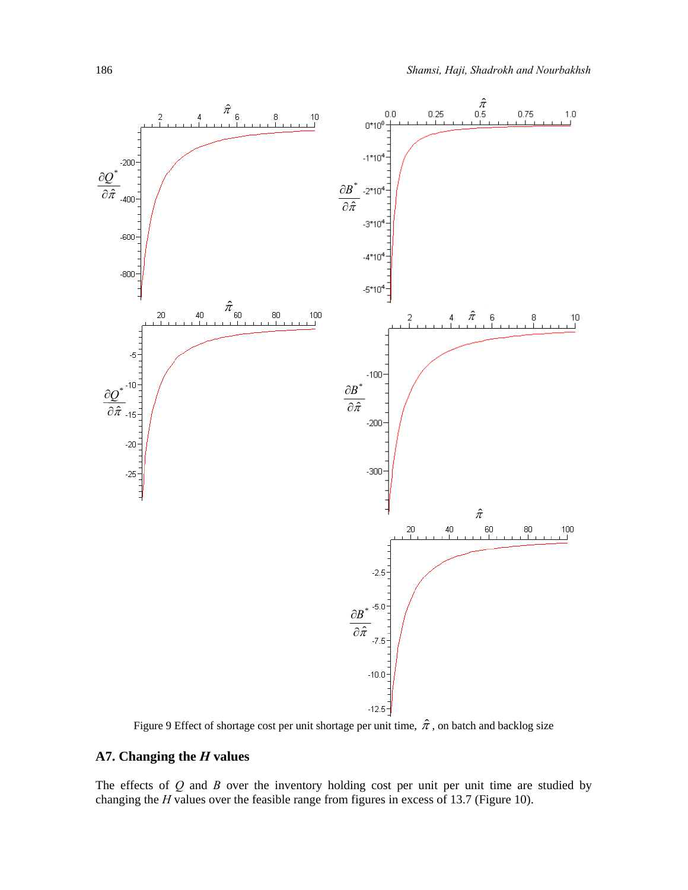Figure 9 Effect of shortage cost per unit shortage per unit time, $\hat{\pi}$, on batch and backlog size

## A7. Changing the *H* values

The effects of $Q$ and $B$ over the inventory holding cost per unit per unit time are studied by changing the $H$ values over the feasible range from figures in excess of 13.7 (Figure 10).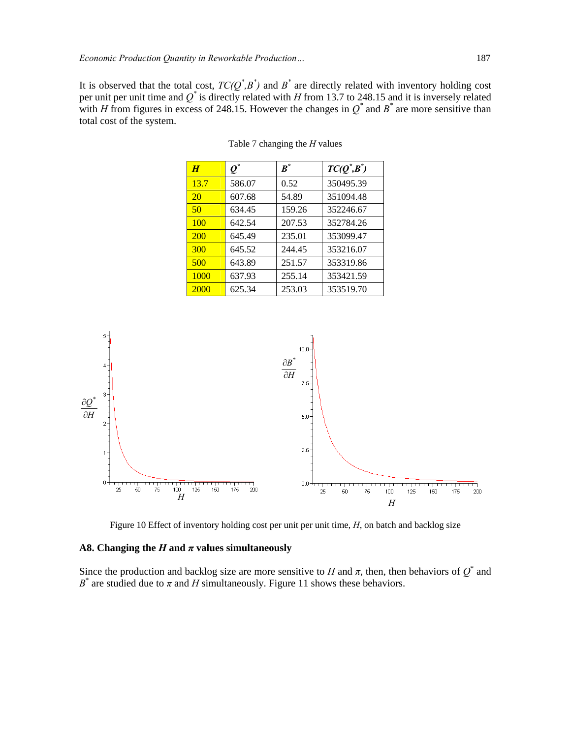It is observed that the total cost, $TC(Q^*,B^*)$ and $B^*$ are directly related with inventory holding cost per unit per unit time and $Q^*$ is directly related with $H$ from 13.7 to 248.15 and it is inversely related with $H$ from figures in excess of 248.15. However the changes in $Q^*$ and $B^*$ are more sensitive than total cost of the system.

Table 7 changing the $H$ values

| $H$ | $Q^*$ | $B^*$ | $TC(Q^*,B^*)$ |
|---|---|---|---|
| 13.7 | 586.07 | 0.52 | 350495.39 |
| 20 | 607.68 | 54.89 | 351094.48 |
| 50 | 634.45 | 159.26 | 352246.67 |
| 100 | 642.54 | 207.53 | 352784.26 |
| 200 | 645.49 | 235.01 | 353099.47 |
| 300 | 645.52 | 244.45 | 353216.07 |
| 500 | 643.89 | 251.57 | 353319.86 |
| 1000 | 637.93 | 255.14 | 353421.59 |
| 2000 | 625.34 | 253.03 | 353519.70 |

Figure 10 Effect of inventory holding cost per unit per unit time, $H$, on batch and backlog size

### A8. Changing the $H$ and $\pi$ values simultaneously

Since the production and backlog size are more sensitive to $H$ and $\pi$, then, then behaviors of $Q^*$ and $B^*$ are studied due to $\pi$ and $H$ simultaneously. Figure 11 shows these behaviors.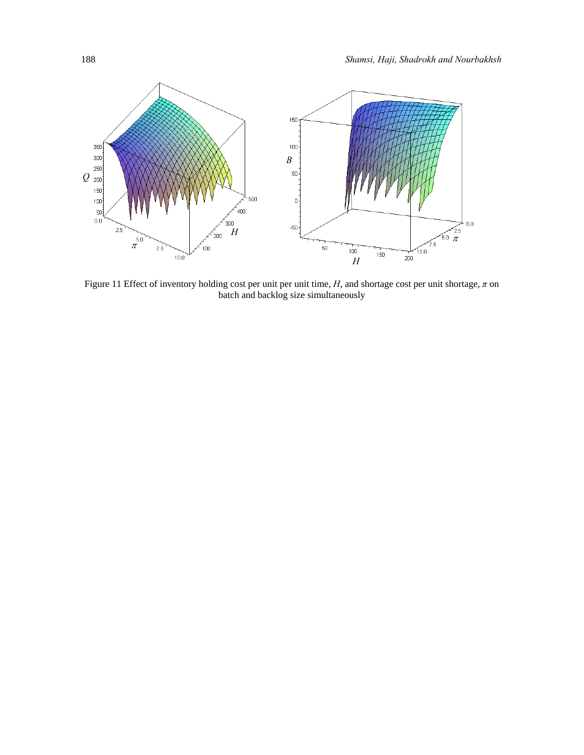Q

350
300
250
200
150
100
50
0.0

2.5
5.0
7.5
10.0

π

100
200
300
400
500

H

B

150
100
50
0
-50

50
100
150
200

H

0.0
2.5
5.0
7.5
10.0

π

Figure 11 Effect of inventory holding cost per unit per unit time, $H$, and shortage cost per unit shortage, $\pi$ on batch and backlog size simultaneously